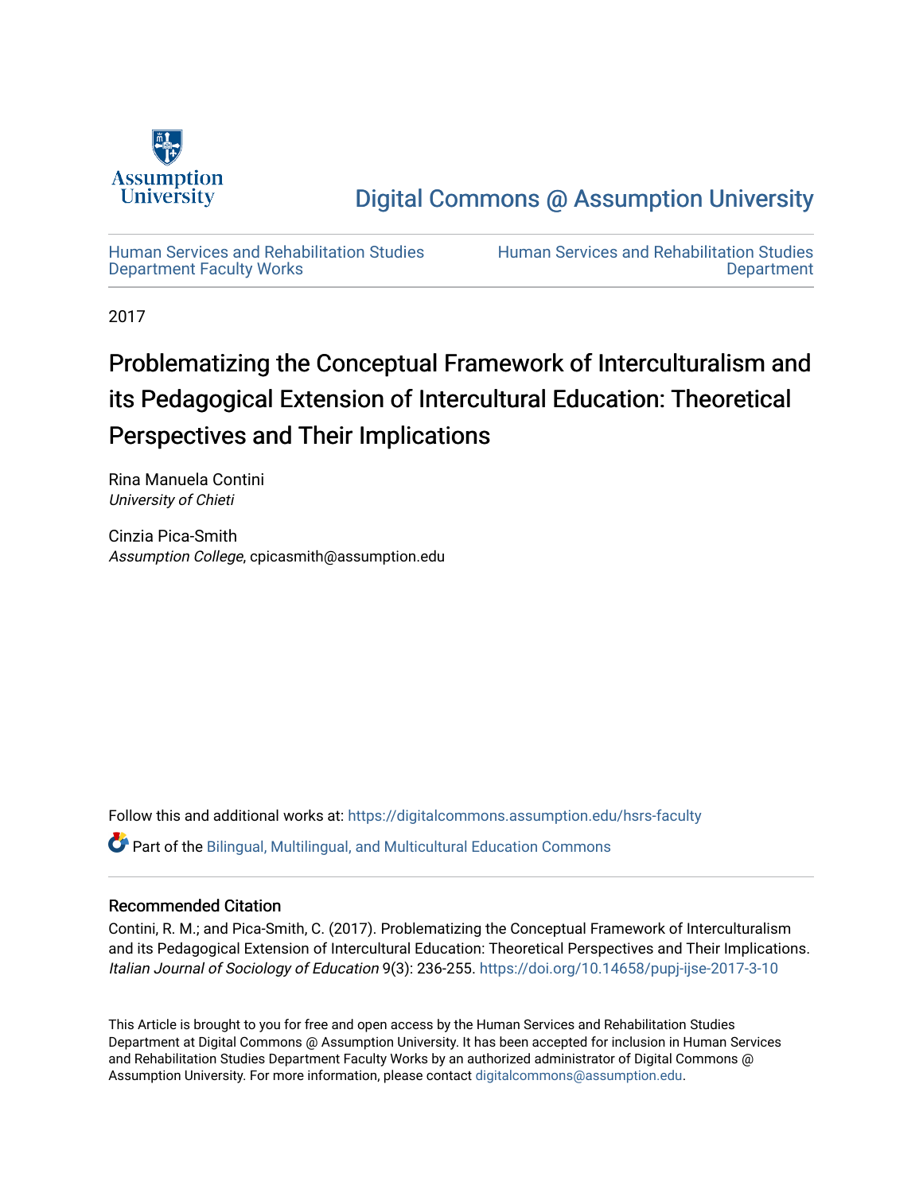Assumption University

# Digital Commons @ Assumption University

Human Services and Rehabilitation Studies Department Faculty Works

Human Services and Rehabilitation Studies Department

2017

# Problematizing the Conceptual Framework of Interculturalism and its Pedagogical Extension of Intercultural Education: Theoretical Perspectives and Their Implications

Rina Manuela Contini
*University of Chieti*

Cinzia Pica-Smith
*Assumption College*, cpicasmith@assumption.edu

Follow this and additional works at: https://digitalcommons.assumption.edu/hsrs-faculty

Part of the Bilingual, Multilingual, and Multicultural Education Commons

## Recommended Citation

Contini, R. M.; and Pica-Smith, C. (2017). Problematizing the Conceptual Framework of Interculturalism and its Pedagogical Extension of Intercultural Education: Theoretical Perspectives and Their Implications. *Italian Journal of Sociology of Education* 9(3): 236-255. https://doi.org/10.14658/pupj-ijse-2017-3-10

This Article is brought to you for free and open access by the Human Services and Rehabilitation Studies Department at Digital Commons @ Assumption University. It has been accepted for inclusion in Human Services and Rehabilitation Studies Department Faculty Works by an authorized administrator of Digital Commons @ Assumption University. For more information, please contact digitalcommons@assumption.edu.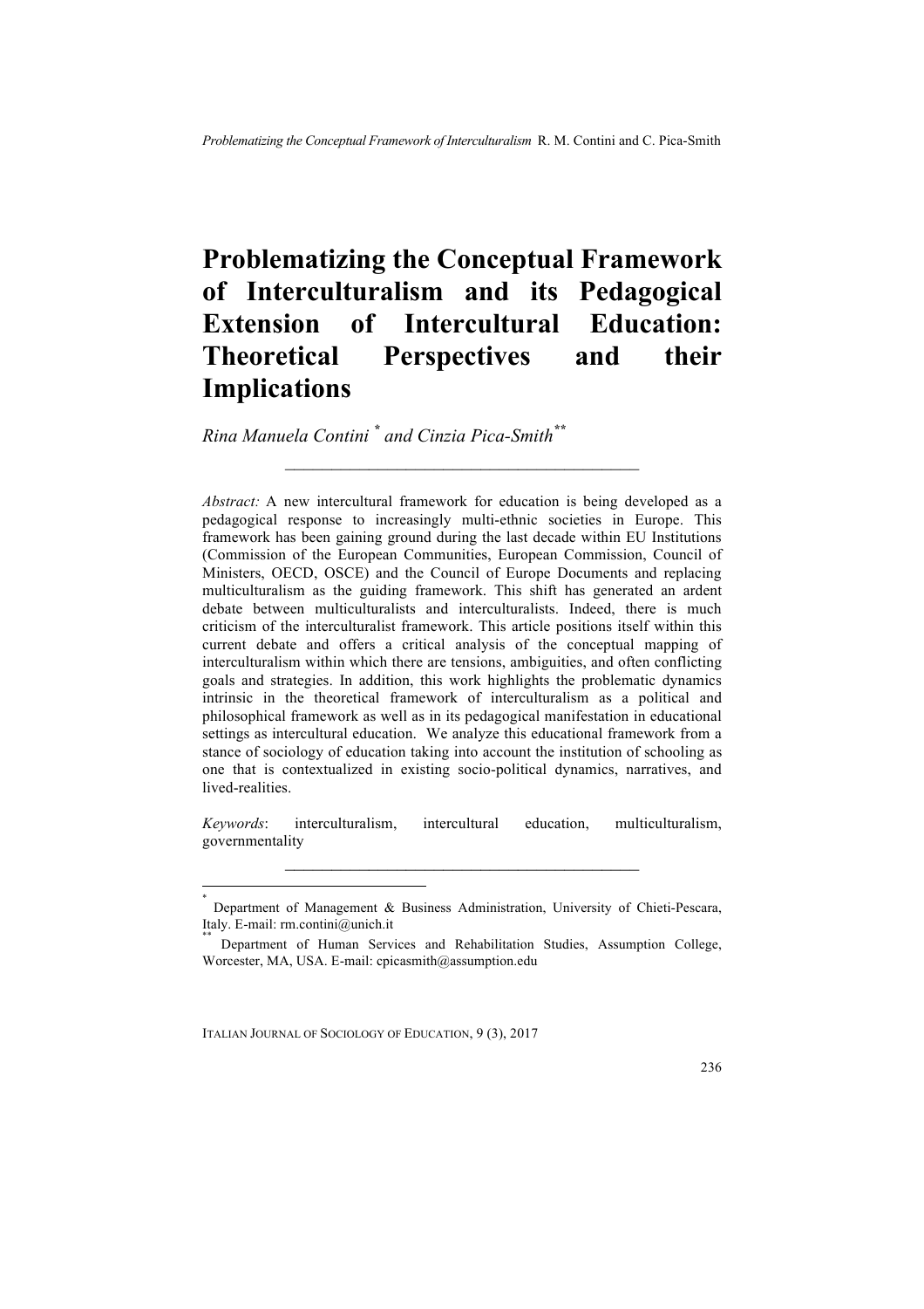# Problematizing the Conceptual Framework of Interculturalism and its Pedagogical Extension of Intercultural Education: Theoretical Perspectives and their Implications

*Rina Manuela Contini* [*] *and Cinzia Pica-Smith* [**]

---

*Abstract:* A new intercultural framework for education is being developed as a pedagogical response to increasingly multi-ethnic societies in Europe. This framework has been gaining ground during the last decade within EU Institutions (Commission of the European Communities, European Commission, Council of Ministers, OECD, OSCE) and the Council of Europe Documents and replacing multiculturalism as the guiding framework. This shift has generated an ardent debate between multiculturalists and interculturalists. Indeed, there is much criticism of the interculturalist framework. This article positions itself within this current debate and offers a critical analysis of the conceptual mapping of interculturalism within which there are tensions, ambiguities, and often conflicting goals and strategies. In addition, this work highlights the problematic dynamics intrinsic in the theoretical framework of interculturalism as a political and philosophical framework as well as in its pedagogical manifestation in educational settings as intercultural education. We analyze this educational framework from a stance of sociology of education taking into account the institution of schooling as one that is contextualized in existing socio-political dynamics, narratives, and lived-realities.

*Keywords*: interculturalism, intercultural education, multiculturalism, governmentality

---

[*] Department of Management & Business Administration, University of Chieti-Pescara, Italy. E-mail: rm.contini@unich.it

[**] Department of Human Services and Rehabilitation Studies, Assumption College, Worcester, MA, USA. E-mail: cpicasmith@assumption.edu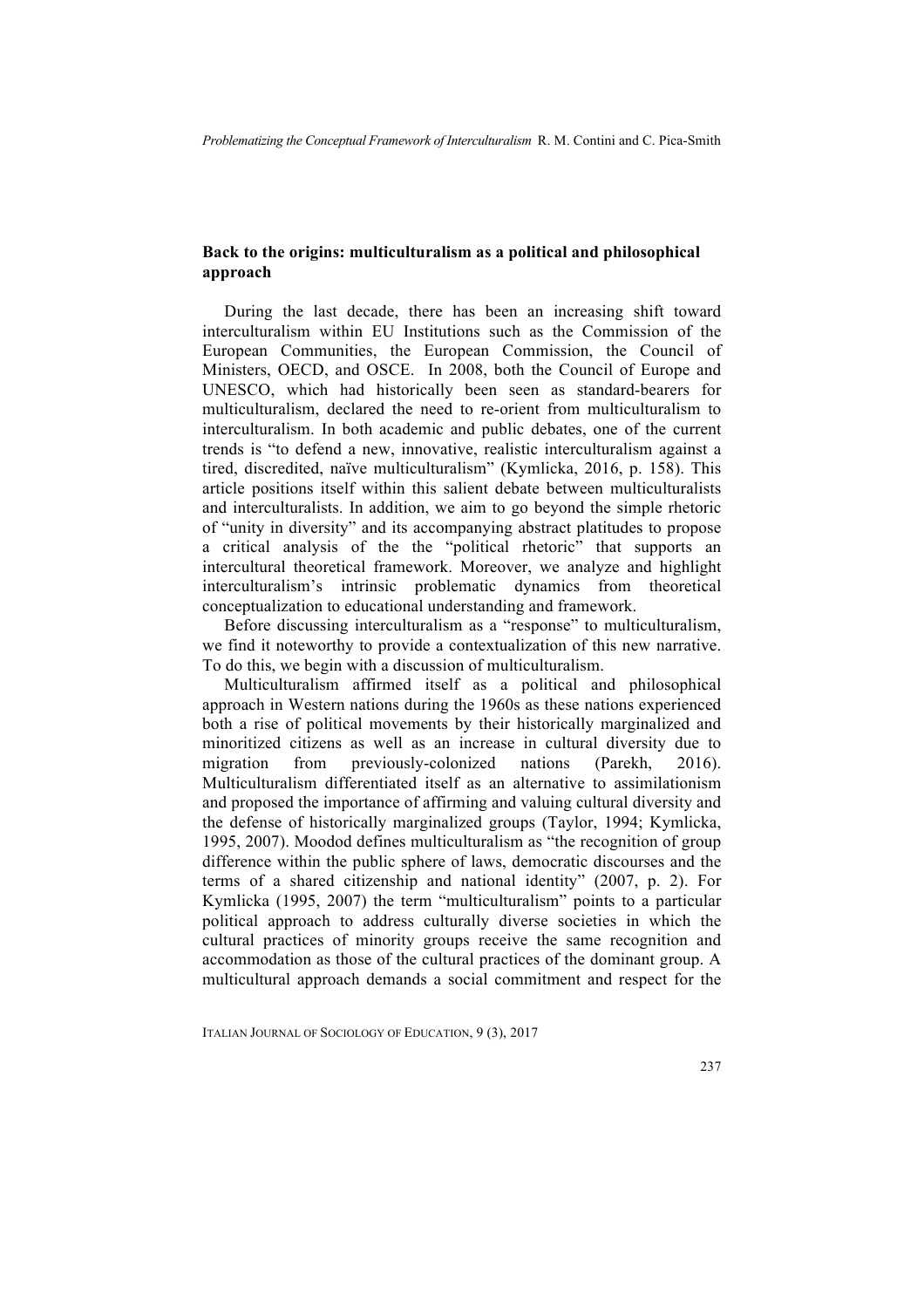## Back to the origins: multiculturalism as a political and philosophical approach

During the last decade, there has been an increasing shift toward interculturalism within EU Institutions such as the Commission of the European Communities, the European Commission, the Council of Ministers, OECD, and OSCE. In 2008, both the Council of Europe and UNESCO, which had historically been seen as standard-bearers for multiculturalism, declared the need to re-orient from multiculturalism to interculturalism. In both academic and public debates, one of the current trends is "to defend a new, innovative, realistic interculturalism against a tired, discredited, naïve multiculturalism" (Kymlicka, 2016, p. 158). This article positions itself within this salient debate between multiculturalists and interculturalists. In addition, we aim to go beyond the simple rhetoric of "unity in diversity" and its accompanying abstract platitudes to propose a critical analysis of the the "political rhetoric" that supports an intercultural theoretical framework. Moreover, we analyze and highlight interculturalism's intrinsic problematic dynamics from theoretical conceptualization to educational understanding and framework.

Before discussing interculturalism as a "response" to multiculturalism, we find it noteworthy to provide a contextualization of this new narrative. To do this, we begin with a discussion of multiculturalism.

Multiculturalism affirmed itself as a political and philosophical approach in Western nations during the 1960s as these nations experienced both a rise of political movements by their historically marginalized and minoritized citizens as well as an increase in cultural diversity due to migration from previously-colonized nations (Parekh, 2016). Multiculturalism differentiated itself as an alternative to assimilationism and proposed the importance of affirming and valuing cultural diversity and the defense of historically marginalized groups (Taylor, 1994; Kymlicka, 1995, 2007). Moodod defines multiculturalism as "the recognition of group difference within the public sphere of laws, democratic discourses and the terms of a shared citizenship and national identity" (2007, p. 2). For Kymlicka (1995, 2007) the term "multiculturalism" points to a particular political approach to address culturally diverse societies in which the cultural practices of minority groups receive the same recognition and accommodation as those of the cultural practices of the dominant group. A multicultural approach demands a social commitment and respect for the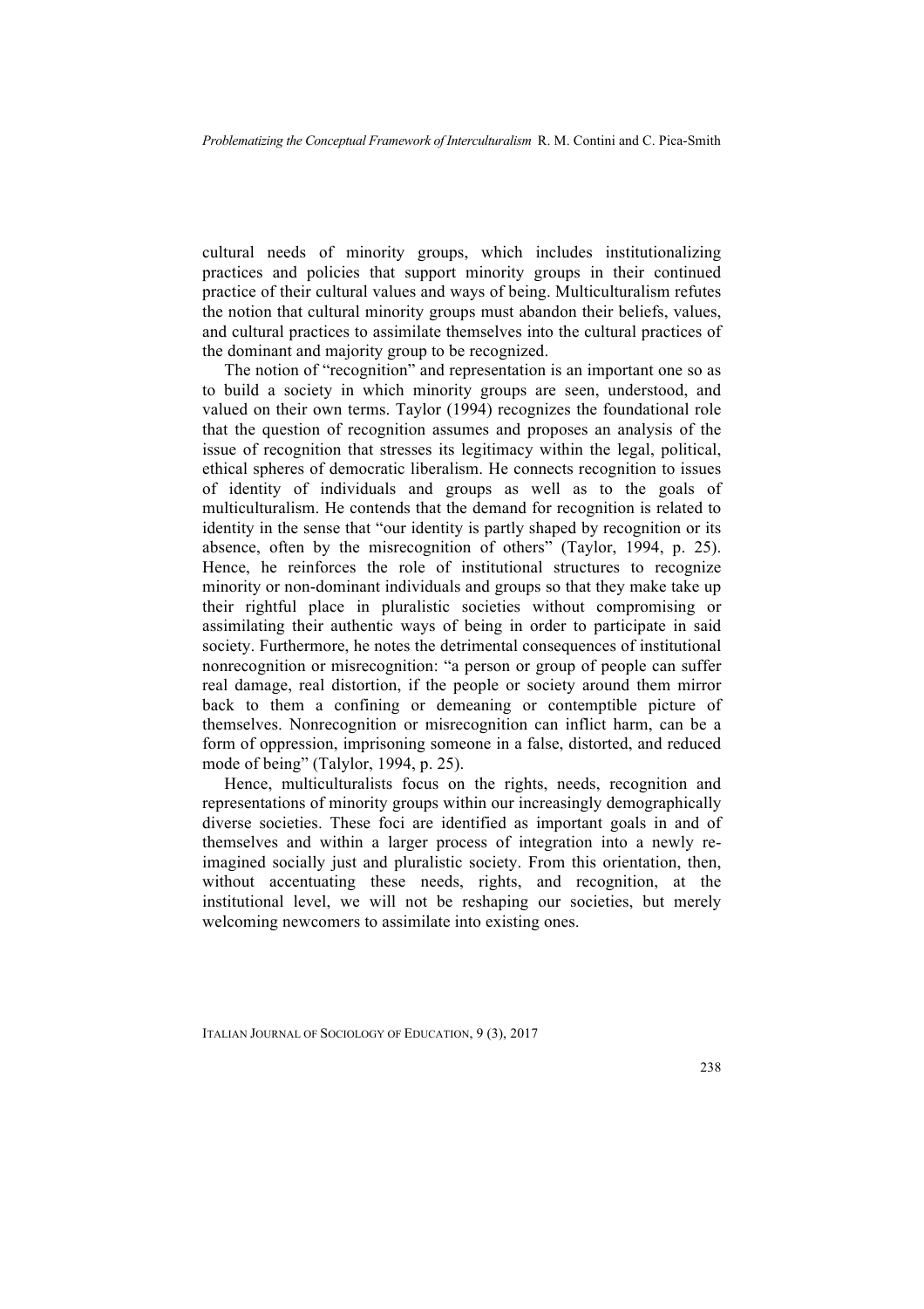cultural needs of minority groups, which includes institutionalizing practices and policies that support minority groups in their continued practice of their cultural values and ways of being. Multiculturalism refutes the notion that cultural minority groups must abandon their beliefs, values, and cultural practices to assimilate themselves into the cultural practices of the dominant and majority group to be recognized.

The notion of "recognition" and representation is an important one so as to build a society in which minority groups are seen, understood, and valued on their own terms. Taylor (1994) recognizes the foundational role that the question of recognition assumes and proposes an analysis of the issue of recognition that stresses its legitimacy within the legal, political, ethical spheres of democratic liberalism. He connects recognition to issues of identity of individuals and groups as well as to the goals of multiculturalism. He contends that the demand for recognition is related to identity in the sense that "our identity is partly shaped by recognition or its absence, often by the misrecognition of others" (Taylor, 1994, p. 25). Hence, he reinforces the role of institutional structures to recognize minority or non-dominant individuals and groups so that they make take up their rightful place in pluralistic societies without compromising or assimilating their authentic ways of being in order to participate in said society. Furthermore, he notes the detrimental consequences of institutional nonrecognition or misrecognition: "a person or group of people can suffer real damage, real distortion, if the people or society around them mirror back to them a confining or demeaning or contemptible picture of themselves. Nonrecognition or misrecognition can inflict harm, can be a form of oppression, imprisoning someone in a false, distorted, and reduced mode of being" (Talylor, 1994, p. 25).

Hence, multiculturalists focus on the rights, needs, recognition and representations of minority groups within our increasingly demographically diverse societies. These foci are identified as important goals in and of themselves and within a larger process of integration into a newly re-imagined socially just and pluralistic society. From this orientation, then, without accentuating these needs, rights, and recognition, at the institutional level, we will not be reshaping our societies, but merely welcoming newcomers to assimilate into existing ones.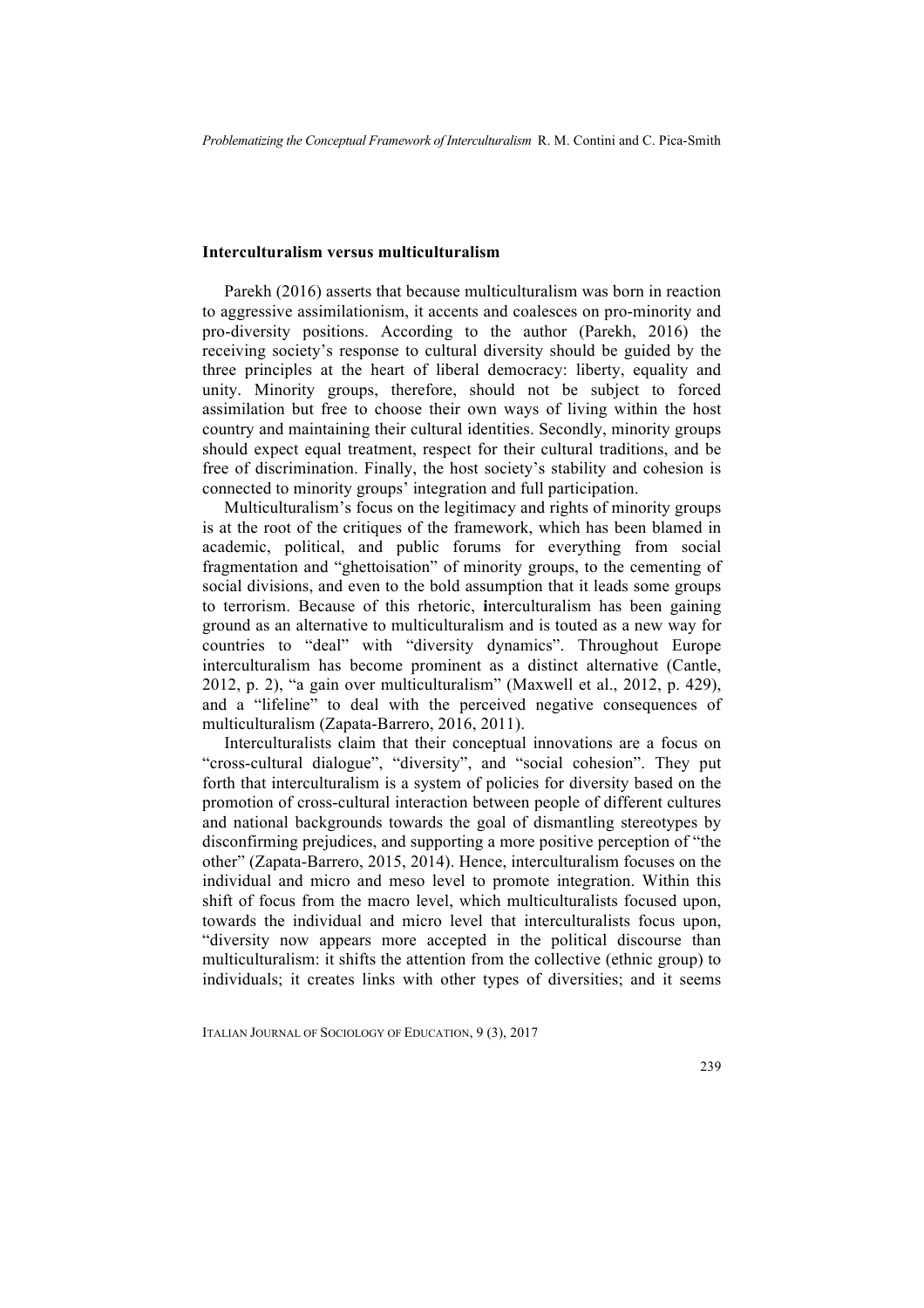## Interculturalism versus multiculturalism

Parekh (2016) asserts that because multiculturalism was born in reaction to aggressive assimilationism, it accents and coalesces on pro-minority and pro-diversity positions. According to the author (Parekh, 2016) the receiving society's response to cultural diversity should be guided by the three principles at the heart of liberal democracy: liberty, equality and unity. Minority groups, therefore, should not be subject to forced assimilation but free to choose their own ways of living within the host country and maintaining their cultural identities. Secondly, minority groups should expect equal treatment, respect for their cultural traditions, and be free of discrimination. Finally, the host society's stability and cohesion is connected to minority groups' integration and full participation.

Multiculturalism's focus on the legitimacy and rights of minority groups is at the root of the critiques of the framework, which has been blamed in academic, political, and public forums for everything from social fragmentation and "ghettoisation" of minority groups, to the cementing of social divisions, and even to the bold assumption that it leads some groups to terrorism. Because of this rhetoric, interculturalism has been gaining ground as an alternative to multiculturalism and is touted as a new way for countries to "deal" with "diversity dynamics". Throughout Europe interculturalism has become prominent as a distinct alternative (Cantle, 2012, p. 2), "a gain over multiculturalism" (Maxwell et al., 2012, p. 429), and a "lifeline" to deal with the perceived negative consequences of multiculturalism (Zapata-Barrero, 2016, 2011).

Interculturalists claim that their conceptual innovations are a focus on "cross-cultural dialogue", "diversity", and "social cohesion". They put forth that interculturalism is a system of policies for diversity based on the promotion of cross-cultural interaction between people of different cultures and national backgrounds towards the goal of dismantling stereotypes by disconfirming prejudices, and supporting a more positive perception of "the other" (Zapata-Barrero, 2015, 2014). Hence, interculturalism focuses on the individual and micro and meso level to promote integration. Within this shift of focus from the macro level, which multiculturalists focused upon, towards the individual and micro level that interculturalists focus upon, "diversity now appears more accepted in the political discourse than multiculturalism: it shifts the attention from the collective (ethnic group) to individuals; it creates links with other types of diversities; and it seems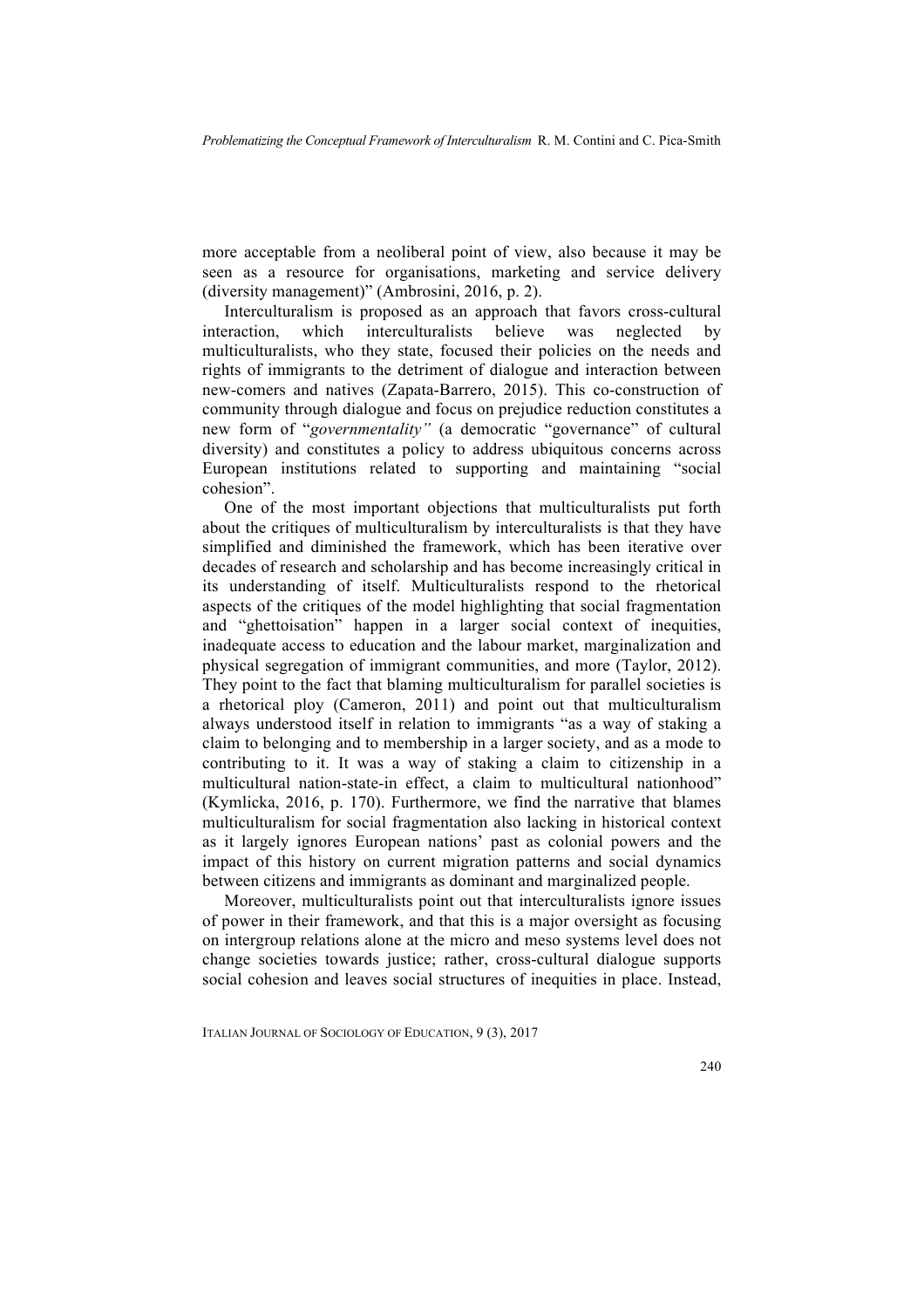more acceptable from a neoliberal point of view, also because it may be seen as a resource for organisations, marketing and service delivery (diversity management)" (Ambrosini, 2016, p. 2).

Interculturalism is proposed as an approach that favors cross-cultural interaction, which interculturalists believe was neglected by multiculturalists, who they state, focused their policies on the needs and rights of immigrants to the detriment of dialogue and interaction between new-comers and natives (Zapata-Barrero, 2015). This co-construction of community through dialogue and focus on prejudice reduction constitutes a new form of "*governmentality"* (a democratic "governance" of cultural diversity) and constitutes a policy to address ubiquitous concerns across European institutions related to supporting and maintaining "social cohesion".

One of the most important objections that multiculturalists put forth about the critiques of multiculturalism by interculturalists is that they have simplified and diminished the framework, which has been iterative over decades of research and scholarship and has become increasingly critical in its understanding of itself. Multiculturalists respond to the rhetorical aspects of the critiques of the model highlighting that social fragmentation and "ghettoisation" happen in a larger social context of inequities, inadequate access to education and the labour market, marginalization and physical segregation of immigrant communities, and more (Taylor, 2012). They point to the fact that blaming multiculturalism for parallel societies is a rhetorical ploy (Cameron, 2011) and point out that multiculturalism always understood itself in relation to immigrants "as a way of staking a claim to belonging and to membership in a larger society, and as a mode to contributing to it. It was a way of staking a claim to citizenship in a multicultural nation-state-in effect, a claim to multicultural nationhood" (Kymlicka, 2016, p. 170). Furthermore, we find the narrative that blames multiculturalism for social fragmentation also lacking in historical context as it largely ignores European nations' past as colonial powers and the impact of this history on current migration patterns and social dynamics between citizens and immigrants as dominant and marginalized people.

Moreover, multiculturalists point out that interculturalists ignore issues of power in their framework, and that this is a major oversight as focusing on intergroup relations alone at the micro and meso systems level does not change societies towards justice; rather, cross-cultural dialogue supports social cohesion and leaves social structures of inequities in place. Instead,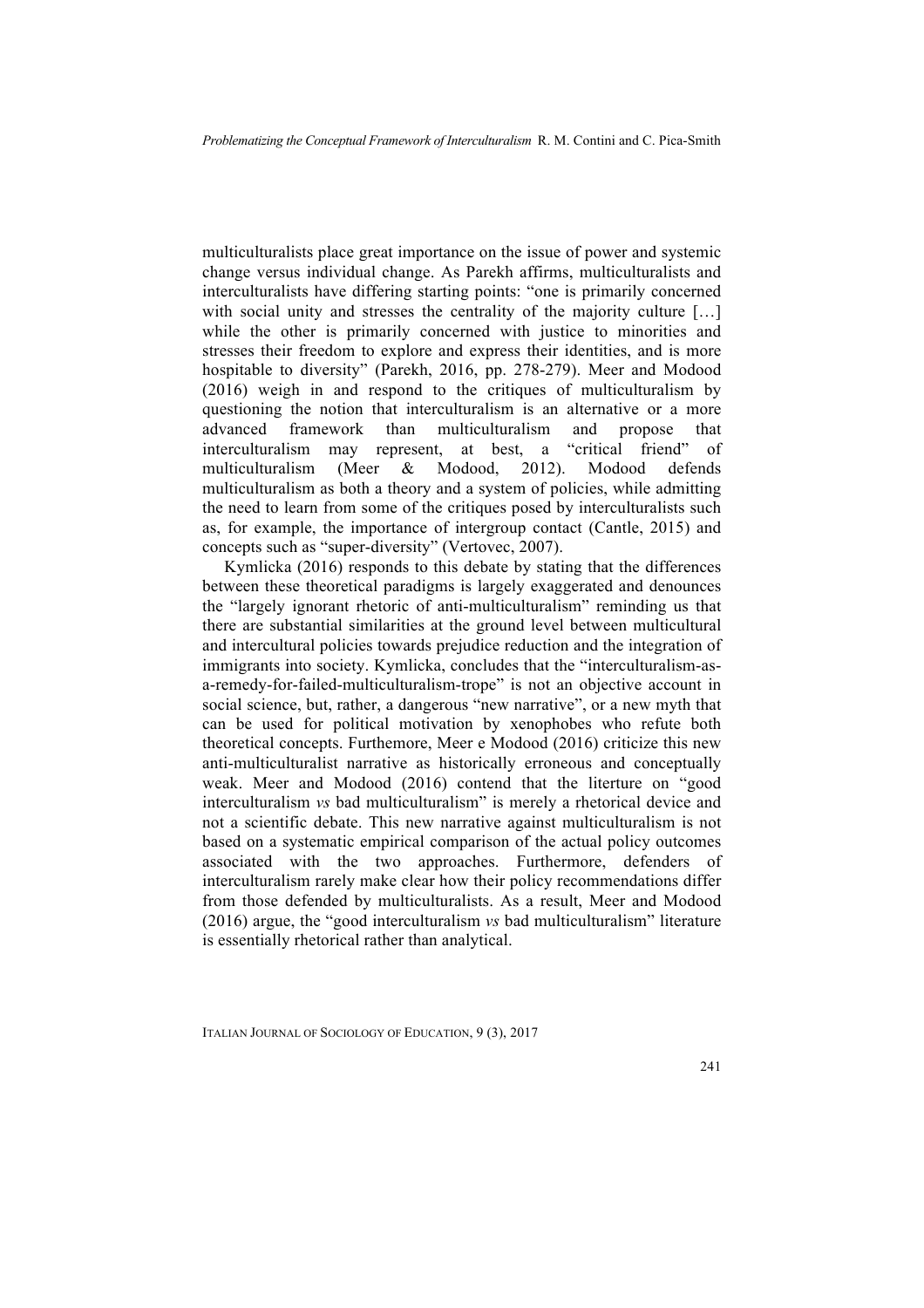multiculturalists place great importance on the issue of power and systemic change versus individual change. As Parekh affirms, multiculturalists and interculturalists have differing starting points: "one is primarily concerned with social unity and stresses the centrality of the majority culture […] while the other is primarily concerned with justice to minorities and stresses their freedom to explore and express their identities, and is more hospitable to diversity" (Parekh, 2016, pp. 278-279). Meer and Modood (2016) weigh in and respond to the critiques of multiculturalism by questioning the notion that interculturalism is an alternative or a more advanced framework than multiculturalism and propose that interculturalism may represent, at best, a "critical friend" of multiculturalism (Meer & Modood, 2012). Modood defends multiculturalism as both a theory and a system of policies, while admitting the need to learn from some of the critiques posed by interculturalists such as, for example, the importance of intergroup contact (Cantle, 2015) and concepts such as "super-diversity" (Vertovec, 2007).

Kymlicka (2016) responds to this debate by stating that the differences between these theoretical paradigms is largely exaggerated and denounces the "largely ignorant rhetoric of anti-multiculturalism" reminding us that there are substantial similarities at the ground level between multicultural and intercultural policies towards prejudice reduction and the integration of immigrants into society. Kymlicka, concludes that the "interculturalism-as-a-remedy-for-failed-multiculturalism-trope" is not an objective account in social science, but, rather, a dangerous "new narrative", or a new myth that can be used for political motivation by xenophobes who refute both theoretical concepts. Furthemore, Meer e Modood (2016) criticize this new anti-multiculturalist narrative as historically erroneous and conceptually weak. Meer and Modood (2016) contend that the literture on "good interculturalism *vs* bad multiculturalism" is merely a rhetorical device and not a scientific debate. This new narrative against multiculturalism is not based on a systematic empirical comparison of the actual policy outcomes associated with the two approaches. Furthermore, defenders of interculturalism rarely make clear how their policy recommendations differ from those defended by multiculturalists. As a result, Meer and Modood (2016) argue, the "good interculturalism *vs* bad multiculturalism" literature is essentially rhetorical rather than analytical.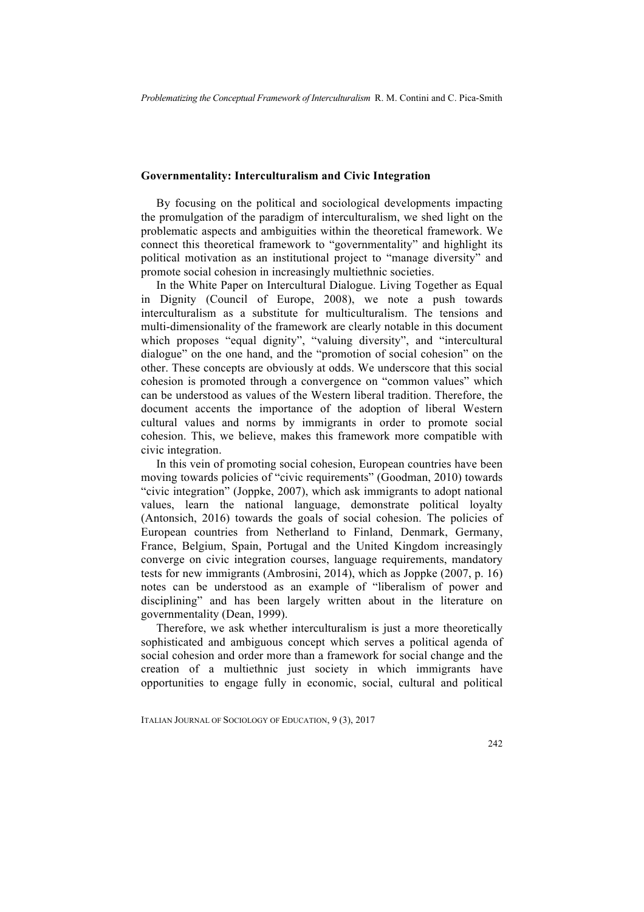### Governmentality: Interculturalism and Civic Integration

By focusing on the political and sociological developments impacting the promulgation of the paradigm of interculturalism, we shed light on the problematic aspects and ambiguities within the theoretical framework. We connect this theoretical framework to "governmentality" and highlight its political motivation as an institutional project to "manage diversity" and promote social cohesion in increasingly multiethnic societies.

In the White Paper on Intercultural Dialogue. Living Together as Equal in Dignity (Council of Europe, 2008), we note a push towards interculturalism as a substitute for multiculturalism. The tensions and multi-dimensionality of the framework are clearly notable in this document which proposes "equal dignity", "valuing diversity", and "intercultural dialogue" on the one hand, and the "promotion of social cohesion" on the other. These concepts are obviously at odds. We underscore that this social cohesion is promoted through a convergence on "common values" which can be understood as values of the Western liberal tradition. Therefore, the document accents the importance of the adoption of liberal Western cultural values and norms by immigrants in order to promote social cohesion. This, we believe, makes this framework more compatible with civic integration.

In this vein of promoting social cohesion, European countries have been moving towards policies of "civic requirements" (Goodman, 2010) towards "civic integration" (Joppke, 2007), which ask immigrants to adopt national values, learn the national language, demonstrate political loyalty (Antonsich, 2016) towards the goals of social cohesion. The policies of European countries from Netherland to Finland, Denmark, Germany, France, Belgium, Spain, Portugal and the United Kingdom increasingly converge on civic integration courses, language requirements, mandatory tests for new immigrants (Ambrosini, 2014), which as Joppke (2007, p. 16) notes can be understood as an example of "liberalism of power and disciplining" and has been largely written about in the literature on governmentality (Dean, 1999).

Therefore, we ask whether interculturalism is just a more theoretically sophisticated and ambiguous concept which serves a political agenda of social cohesion and order more than a framework for social change and the creation of a multiethnic just society in which immigrants have opportunities to engage fully in economic, social, cultural and political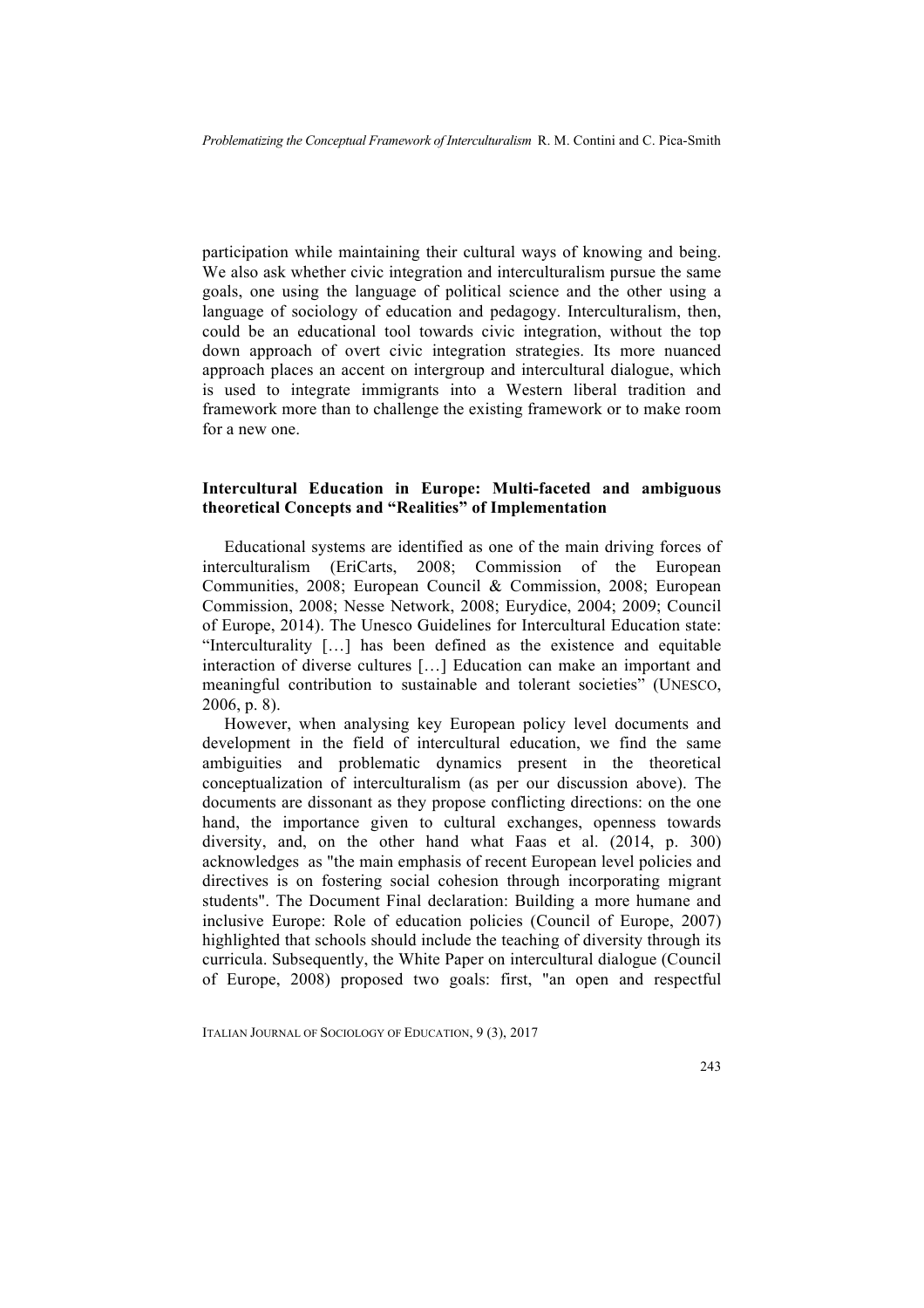participation while maintaining their cultural ways of knowing and being. We also ask whether civic integration and interculturalism pursue the same goals, one using the language of political science and the other using a language of sociology of education and pedagogy. Interculturalism, then, could be an educational tool towards civic integration, without the top down approach of overt civic integration strategies. Its more nuanced approach places an accent on intergroup and intercultural dialogue, which is used to integrate immigrants into a Western liberal tradition and framework more than to challenge the existing framework or to make room for a new one.

## Intercultural Education in Europe: Multi-faceted and ambiguous theoretical Concepts and "Realities" of Implementation

Educational systems are identified as one of the main driving forces of interculturalism (EriCarts, 2008; Commission of the European Communities, 2008; European Council & Commission, 2008; European Commission, 2008; Nesse Network, 2008; Eurydice, 2004; 2009; Council of Europe, 2014). The Unesco Guidelines for Intercultural Education state: "Interculturality […] has been defined as the existence and equitable interaction of diverse cultures […] Education can make an important and meaningful contribution to sustainable and tolerant societies" (UNESCO, 2006, p. 8).

However, when analysing key European policy level documents and development in the field of intercultural education, we find the same ambiguities and problematic dynamics present in the theoretical conceptualization of interculturalism (as per our discussion above). The documents are dissonant as they propose conflicting directions: on the one hand, the importance given to cultural exchanges, openness towards diversity, and, on the other hand what Faas et al. (2014, p. 300) acknowledges as "the main emphasis of recent European level policies and directives is on fostering social cohesion through incorporating migrant students". The Document Final declaration: Building a more humane and inclusive Europe: Role of education policies (Council of Europe, 2007) highlighted that schools should include the teaching of diversity through its curricula. Subsequently, the White Paper on intercultural dialogue (Council of Europe, 2008) proposed two goals: first, "an open and respectful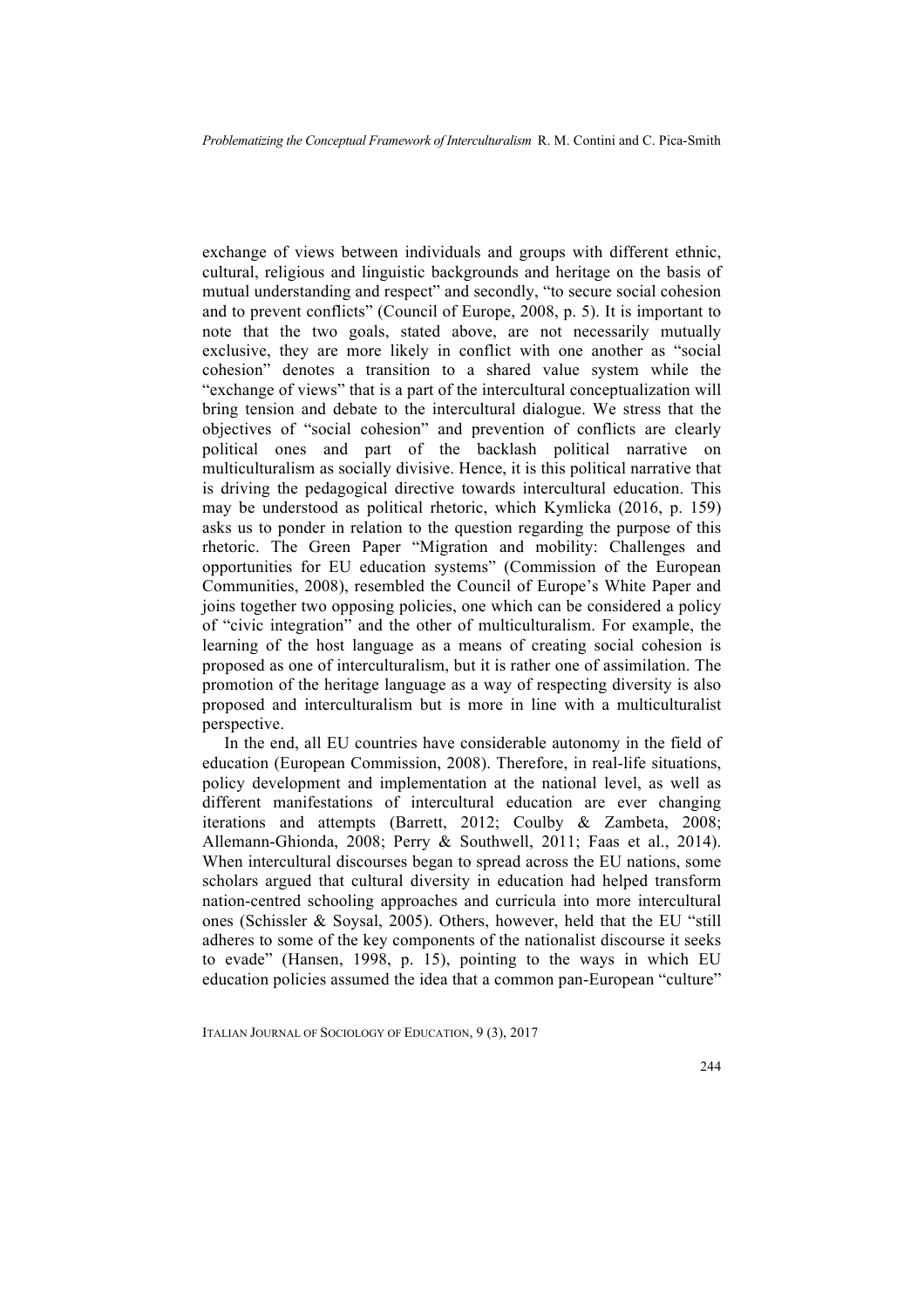exchange of views between individuals and groups with different ethnic, cultural, religious and linguistic backgrounds and heritage on the basis of mutual understanding and respect" and secondly, "to secure social cohesion and to prevent conflicts" (Council of Europe, 2008, p. 5). It is important to note that the two goals, stated above, are not necessarily mutually exclusive, they are more likely in conflict with one another as "social cohesion" denotes a transition to a shared value system while the "exchange of views" that is a part of the intercultural conceptualization will bring tension and debate to the intercultural dialogue. We stress that the objectives of "social cohesion" and prevention of conflicts are clearly political ones and part of the backlash political narrative on multiculturalism as socially divisive. Hence, it is this political narrative that is driving the pedagogical directive towards intercultural education. This may be understood as political rhetoric, which Kymlicka (2016, p. 159) asks us to ponder in relation to the question regarding the purpose of this rhetoric. The Green Paper "Migration and mobility: Challenges and opportunities for EU education systems" (Commission of the European Communities, 2008), resembled the Council of Europe's White Paper and joins together two opposing policies, one which can be considered a policy of "civic integration" and the other of multiculturalism. For example, the learning of the host language as a means of creating social cohesion is proposed as one of interculturalism, but it is rather one of assimilation. The promotion of the heritage language as a way of respecting diversity is also proposed and interculturalism but is more in line with a multiculturalist perspective.

In the end, all EU countries have considerable autonomy in the field of education (European Commission, 2008). Therefore, in real-life situations, policy development and implementation at the national level, as well as different manifestations of intercultural education are ever changing iterations and attempts (Barrett, 2012; Coulby & Zambeta, 2008; Allemann-Ghionda, 2008; Perry & Southwell, 2011; Faas et al., 2014). When intercultural discourses began to spread across the EU nations, some scholars argued that cultural diversity in education had helped transform nation-centred schooling approaches and curricula into more intercultural ones (Schissler & Soysal, 2005). Others, however, held that the EU "still adheres to some of the key components of the nationalist discourse it seeks to evade" (Hansen, 1998, p. 15), pointing to the ways in which EU education policies assumed the idea that a common pan-European "culture"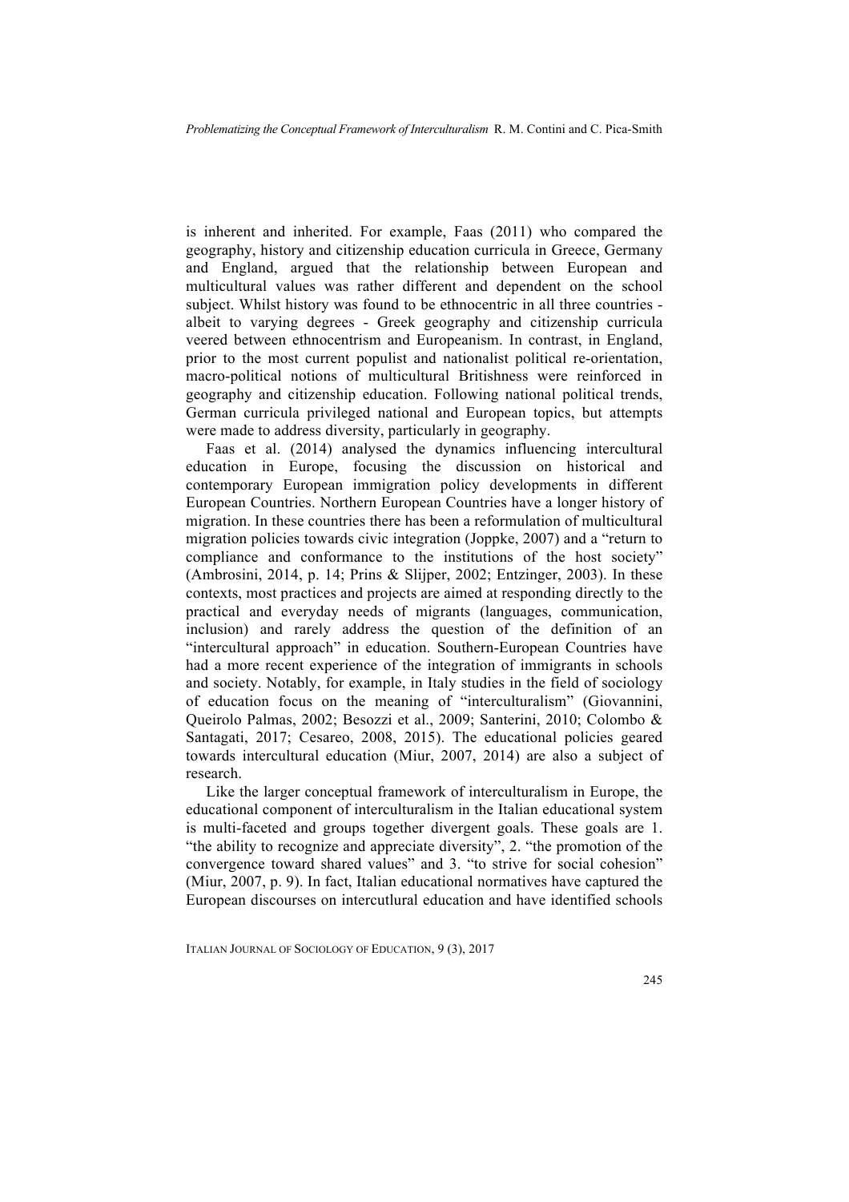is inherent and inherited. For example, Faas (2011) who compared the geography, history and citizenship education curricula in Greece, Germany and England, argued that the relationship between European and multicultural values was rather different and dependent on the school subject. Whilst history was found to be ethnocentric in all three countries - albeit to varying degrees - Greek geography and citizenship curricula veered between ethnocentrism and Europeanism. In contrast, in England, prior to the most current populist and nationalist political re-orientation, macro-political notions of multicultural Britishness were reinforced in geography and citizenship education. Following national political trends, German curricula privileged national and European topics, but attempts were made to address diversity, particularly in geography.

Faas et al. (2014) analysed the dynamics influencing intercultural education in Europe, focusing the discussion on historical and contemporary European immigration policy developments in different European Countries. Northern European Countries have a longer history of migration. In these countries there has been a reformulation of multicultural migration policies towards civic integration (Joppke, 2007) and a "return to compliance and conformance to the institutions of the host society" (Ambrosini, 2014, p. 14; Prins & Slijper, 2002; Entzinger, 2003). In these contexts, most practices and projects are aimed at responding directly to the practical and everyday needs of migrants (languages, communication, inclusion) and rarely address the question of the definition of an "intercultural approach" in education. Southern-European Countries have had a more recent experience of the integration of immigrants in schools and society. Notably, for example, in Italy studies in the field of sociology of education focus on the meaning of "interculturalism" (Giovannini, Queirolo Palmas, 2002; Besozzi et al., 2009; Santerini, 2010; Colombo & Santagati, 2017; Cesareo, 2008, 2015). The educational policies geared towards intercultural education (Miur, 2007, 2014) are also a subject of research.

Like the larger conceptual framework of interculturalism in Europe, the educational component of interculturalism in the Italian educational system is multi-faceted and groups together divergent goals. These goals are 1. "the ability to recognize and appreciate diversity", 2. "the promotion of the convergence toward shared values" and 3. "to strive for social cohesion" (Miur, 2007, p. 9). In fact, Italian educational normatives have captured the European discourses on intercutlural education and have identified schools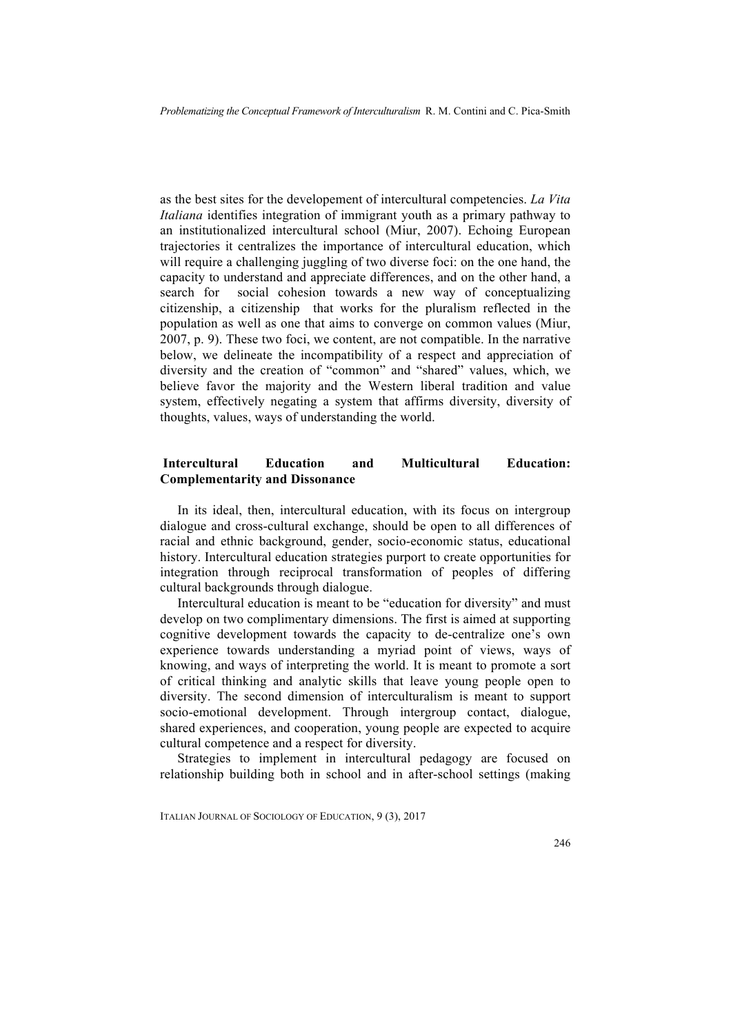as the best sites for the developement of intercultural competencies. *La Vita Italiana* identifies integration of immigrant youth as a primary pathway to an institutionalized intercultural school (Miur, 2007). Echoing European trajectories it centralizes the importance of intercultural education, which will require a challenging juggling of two diverse foci: on the one hand, the capacity to understand and appreciate differences, and on the other hand, a search for social cohesion towards a new way of conceptualizing citizenship, a citizenship that works for the pluralism reflected in the population as well as one that aims to converge on common values (Miur, 2007, p. 9). These two foci, we content, are not compatible. In the narrative below, we delineate the incompatibility of a respect and appreciation of diversity and the creation of "common" and "shared" values, which, we believe favor the majority and the Western liberal tradition and value system, effectively negating a system that affirms diversity, diversity of thoughts, values, ways of understanding the world.

## Intercultural Education and Multicultural Education: Complementarity and Dissonance

In its ideal, then, intercultural education, with its focus on intergroup dialogue and cross-cultural exchange, should be open to all differences of racial and ethnic background, gender, socio-economic status, educational history. Intercultural education strategies purport to create opportunities for integration through reciprocal transformation of peoples of differing cultural backgrounds through dialogue.

Intercultural education is meant to be "education for diversity" and must develop on two complimentary dimensions. The first is aimed at supporting cognitive development towards the capacity to de-centralize one's own experience towards understanding a myriad point of views, ways of knowing, and ways of interpreting the world. It is meant to promote a sort of critical thinking and analytic skills that leave young people open to diversity. The second dimension of interculturalism is meant to support socio-emotional development. Through intergroup contact, dialogue, shared experiences, and cooperation, young people are expected to acquire cultural competence and a respect for diversity.

Strategies to implement in intercultural pedagogy are focused on relationship building both in school and in after-school settings (making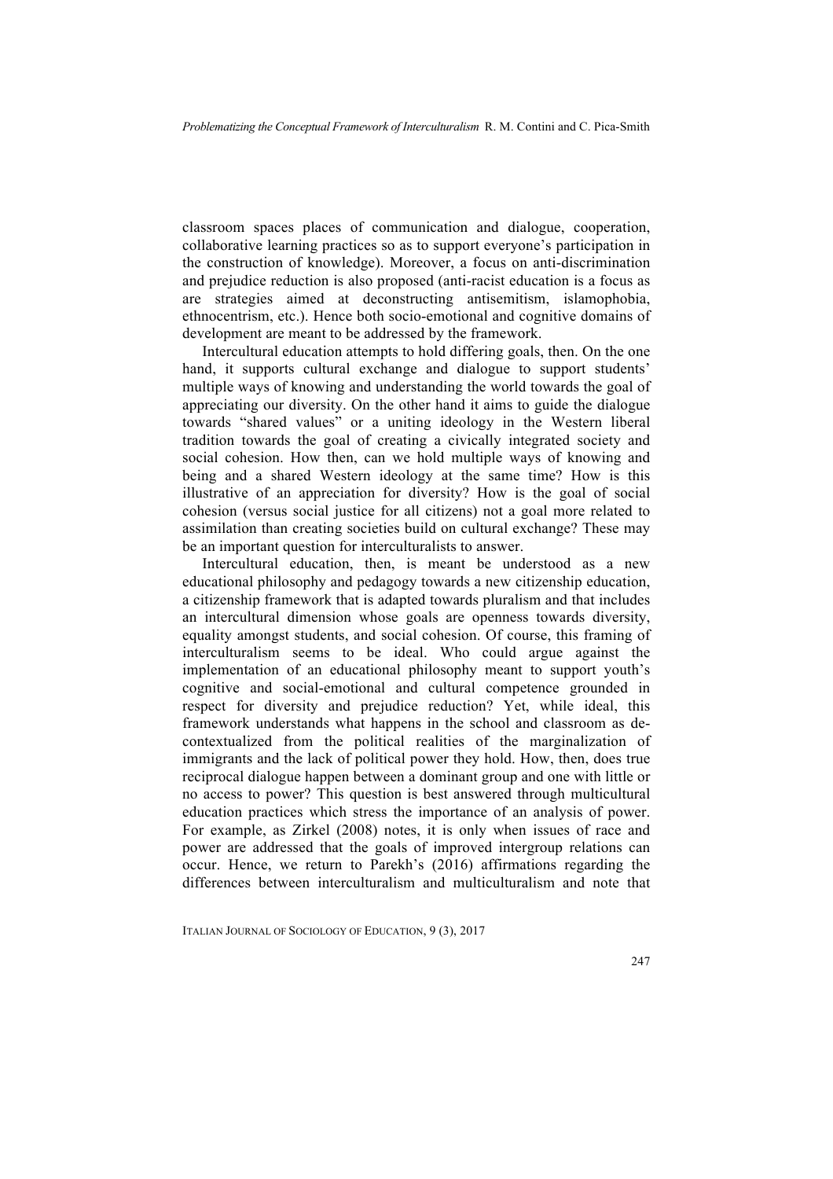classroom spaces places of communication and dialogue, cooperation, collaborative learning practices so as to support everyone's participation in the construction of knowledge). Moreover, a focus on anti-discrimination and prejudice reduction is also proposed (anti-racist education is a focus as are strategies aimed at deconstructing antisemitism, islamophobia, ethnocentrism, etc.). Hence both socio-emotional and cognitive domains of development are meant to be addressed by the framework.

Intercultural education attempts to hold differing goals, then. On the one hand, it supports cultural exchange and dialogue to support students' multiple ways of knowing and understanding the world towards the goal of appreciating our diversity. On the other hand it aims to guide the dialogue towards "shared values" or a uniting ideology in the Western liberal tradition towards the goal of creating a civically integrated society and social cohesion. How then, can we hold multiple ways of knowing and being and a shared Western ideology at the same time? How is this illustrative of an appreciation for diversity? How is the goal of social cohesion (versus social justice for all citizens) not a goal more related to assimilation than creating societies build on cultural exchange? These may be an important question for interculturalists to answer.

Intercultural education, then, is meant be understood as a new educational philosophy and pedagogy towards a new citizenship education, a citizenship framework that is adapted towards pluralism and that includes an intercultural dimension whose goals are openness towards diversity, equality amongst students, and social cohesion. Of course, this framing of interculturalism seems to be ideal. Who could argue against the implementation of an educational philosophy meant to support youth's cognitive and social-emotional and cultural competence grounded in respect for diversity and prejudice reduction? Yet, while ideal, this framework understands what happens in the school and classroom as de-contextualized from the political realities of the marginalization of immigrants and the lack of political power they hold. How, then, does true reciprocal dialogue happen between a dominant group and one with little or no access to power? This question is best answered through multicultural education practices which stress the importance of an analysis of power. For example, as Zirkel (2008) notes, it is only when issues of race and power are addressed that the goals of improved intergroup relations can occur. Hence, we return to Parekh's (2016) affirmations regarding the differences between interculturalism and multiculturalism and note that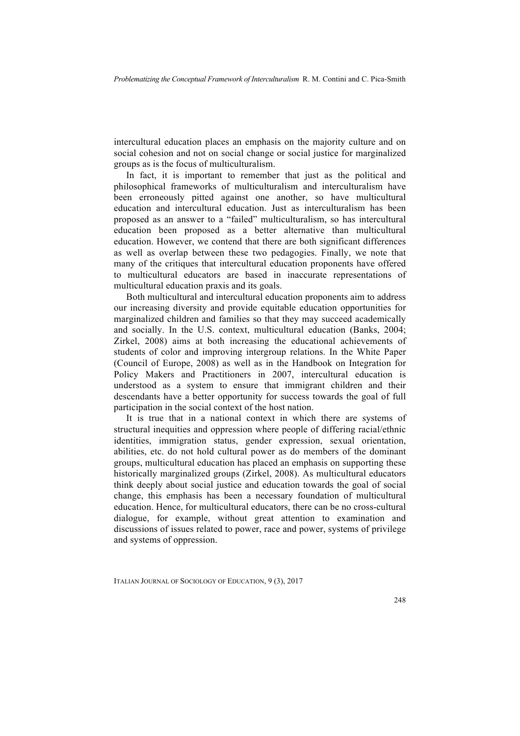intercultural education places an emphasis on the majority culture and on social cohesion and not on social change or social justice for marginalized groups as is the focus of multiculturalism.

In fact, it is important to remember that just as the political and philosophical frameworks of multiculturalism and interculturalism have been erroneously pitted against one another, so have multicultural education and intercultural education. Just as interculturalism has been proposed as an answer to a "failed" multiculturalism, so has intercultural education been proposed as a better alternative than multicultural education. However, we contend that there are both significant differences as well as overlap between these two pedagogies. Finally, we note that many of the critiques that intercultural education proponents have offered to multicultural educators are based in inaccurate representations of multicultural education praxis and its goals.

Both multicultural and intercultural education proponents aim to address our increasing diversity and provide equitable education opportunities for marginalized children and families so that they may succeed academically and socially. In the U.S. context, multicultural education (Banks, 2004; Zirkel, 2008) aims at both increasing the educational achievements of students of color and improving intergroup relations. In the White Paper (Council of Europe, 2008) as well as in the Handbook on Integration for Policy Makers and Practitioners in 2007, intercultural education is understood as a system to ensure that immigrant children and their descendants have a better opportunity for success towards the goal of full participation in the social context of the host nation.

It is true that in a national context in which there are systems of structural inequities and oppression where people of differing racial/ethnic identities, immigration status, gender expression, sexual orientation, abilities, etc. do not hold cultural power as do members of the dominant groups, multicultural education has placed an emphasis on supporting these historically marginalized groups (Zirkel, 2008). As multicultural educators think deeply about social justice and education towards the goal of social change, this emphasis has been a necessary foundation of multicultural education. Hence, for multicultural educators, there can be no cross-cultural dialogue, for example, without great attention to examination and discussions of issues related to power, race and power, systems of privilege and systems of oppression.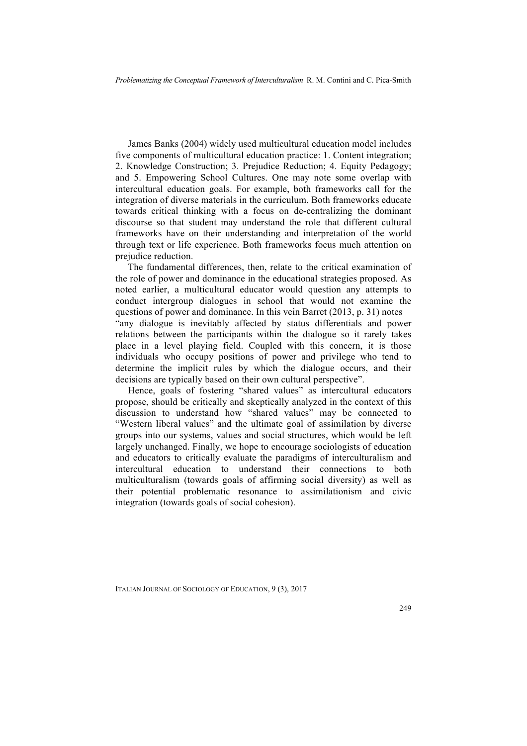James Banks (2004) widely used multicultural education model includes five components of multicultural education practice: 1. Content integration; 2. Knowledge Construction; 3. Prejudice Reduction; 4. Equity Pedagogy; and 5. Empowering School Cultures. One may note some overlap with intercultural education goals. For example, both frameworks call for the integration of diverse materials in the curriculum. Both frameworks educate towards critical thinking with a focus on de-centralizing the dominant discourse so that student may understand the role that different cultural frameworks have on their understanding and interpretation of the world through text or life experience. Both frameworks focus much attention on prejudice reduction.

The fundamental differences, then, relate to the critical examination of the role of power and dominance in the educational strategies proposed. As noted earlier, a multicultural educator would question any attempts to conduct intergroup dialogues in school that would not examine the questions of power and dominance. In this vein Barret (2013, p. 31) notes "any dialogue is inevitably affected by status differentials and power relations between the participants within the dialogue so it rarely takes place in a level playing field. Coupled with this concern, it is those individuals who occupy positions of power and privilege who tend to determine the implicit rules by which the dialogue occurs, and their decisions are typically based on their own cultural perspective".

Hence, goals of fostering "shared values" as intercultural educators propose, should be critically and skeptically analyzed in the context of this discussion to understand how "shared values" may be connected to "Western liberal values" and the ultimate goal of assimilation by diverse groups into our systems, values and social structures, which would be left largely unchanged. Finally, we hope to encourage sociologists of education and educators to critically evaluate the paradigms of interculturalism and intercultural education to understand their connections to both multiculturalism (towards goals of affirming social diversity) as well as their potential problematic resonance to assimilationism and civic integration (towards goals of social cohesion).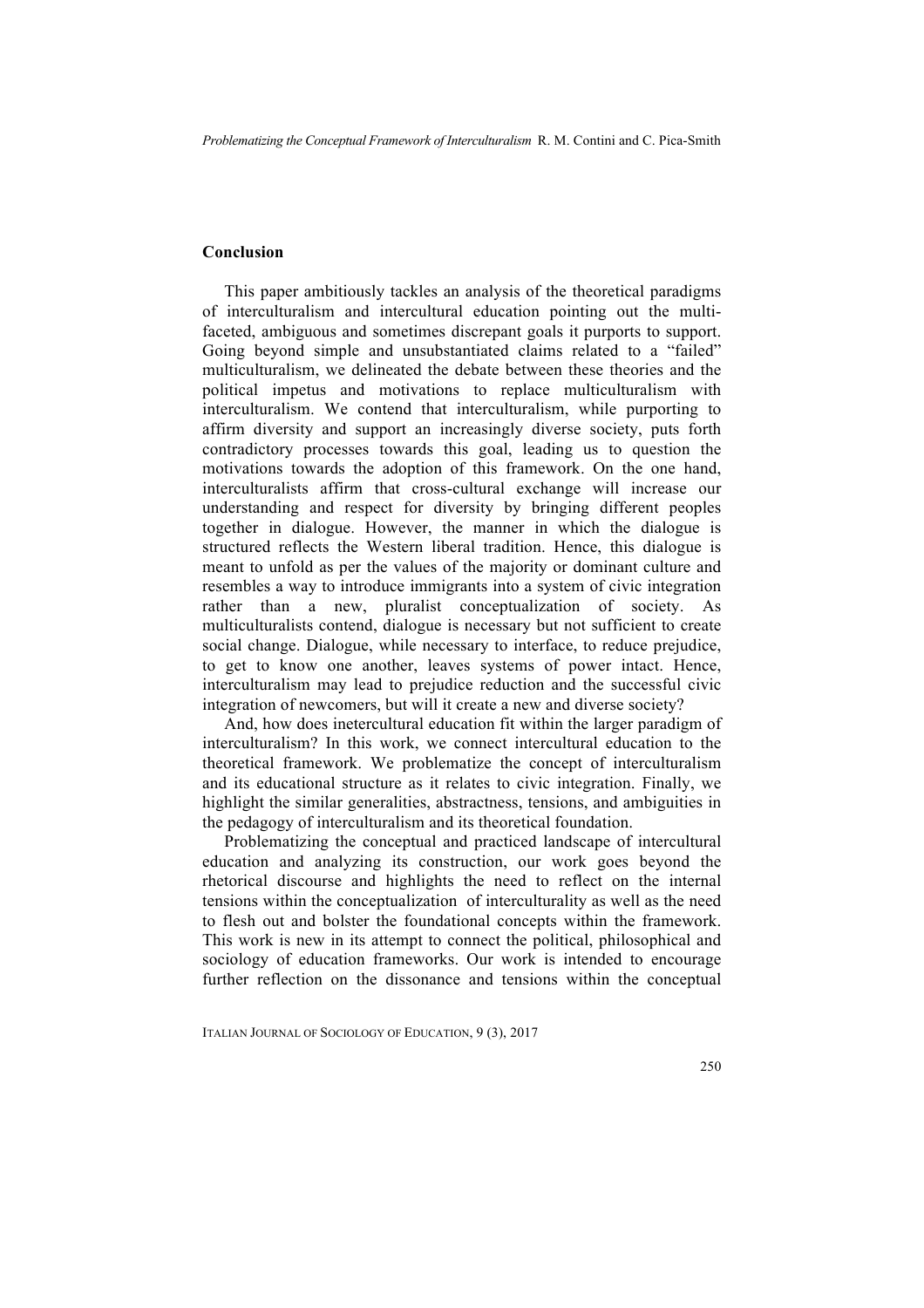## Conclusion

This paper ambitiously tackles an analysis of the theoretical paradigms of interculturalism and intercultural education pointing out the multi-faceted, ambiguous and sometimes discrepant goals it purports to support. Going beyond simple and unsubstantiated claims related to a "failed" multiculturalism, we delineated the debate between these theories and the political impetus and motivations to replace multiculturalism with interculturalism. We contend that interculturalism, while purporting to affirm diversity and support an increasingly diverse society, puts forth contradictory processes towards this goal, leading us to question the motivations towards the adoption of this framework. On the one hand, interculturalists affirm that cross-cultural exchange will increase our understanding and respect for diversity by bringing different peoples together in dialogue. However, the manner in which the dialogue is structured reflects the Western liberal tradition. Hence, this dialogue is meant to unfold as per the values of the majority or dominant culture and resembles a way to introduce immigrants into a system of civic integration rather than a new, pluralist conceptualization of society. As multiculturalists contend, dialogue is necessary but not sufficient to create social change. Dialogue, while necessary to interface, to reduce prejudice, to get to know one another, leaves systems of power intact. Hence, interculturalism may lead to prejudice reduction and the successful civic integration of newcomers, but will it create a new and diverse society?

And, how does inetercultural education fit within the larger paradigm of interculturalism? In this work, we connect intercultural education to the theoretical framework. We problematize the concept of interculturalism and its educational structure as it relates to civic integration. Finally, we highlight the similar generalities, abstractness, tensions, and ambiguities in the pedagogy of interculturalism and its theoretical foundation.

Problematizing the conceptual and practiced landscape of intercultural education and analyzing its construction, our work goes beyond the rhetorical discourse and highlights the need to reflect on the internal tensions within the conceptualization of interculturality as well as the need to flesh out and bolster the foundational concepts within the framework. This work is new in its attempt to connect the political, philosophical and sociology of education frameworks. Our work is intended to encourage further reflection on the dissonance and tensions within the conceptual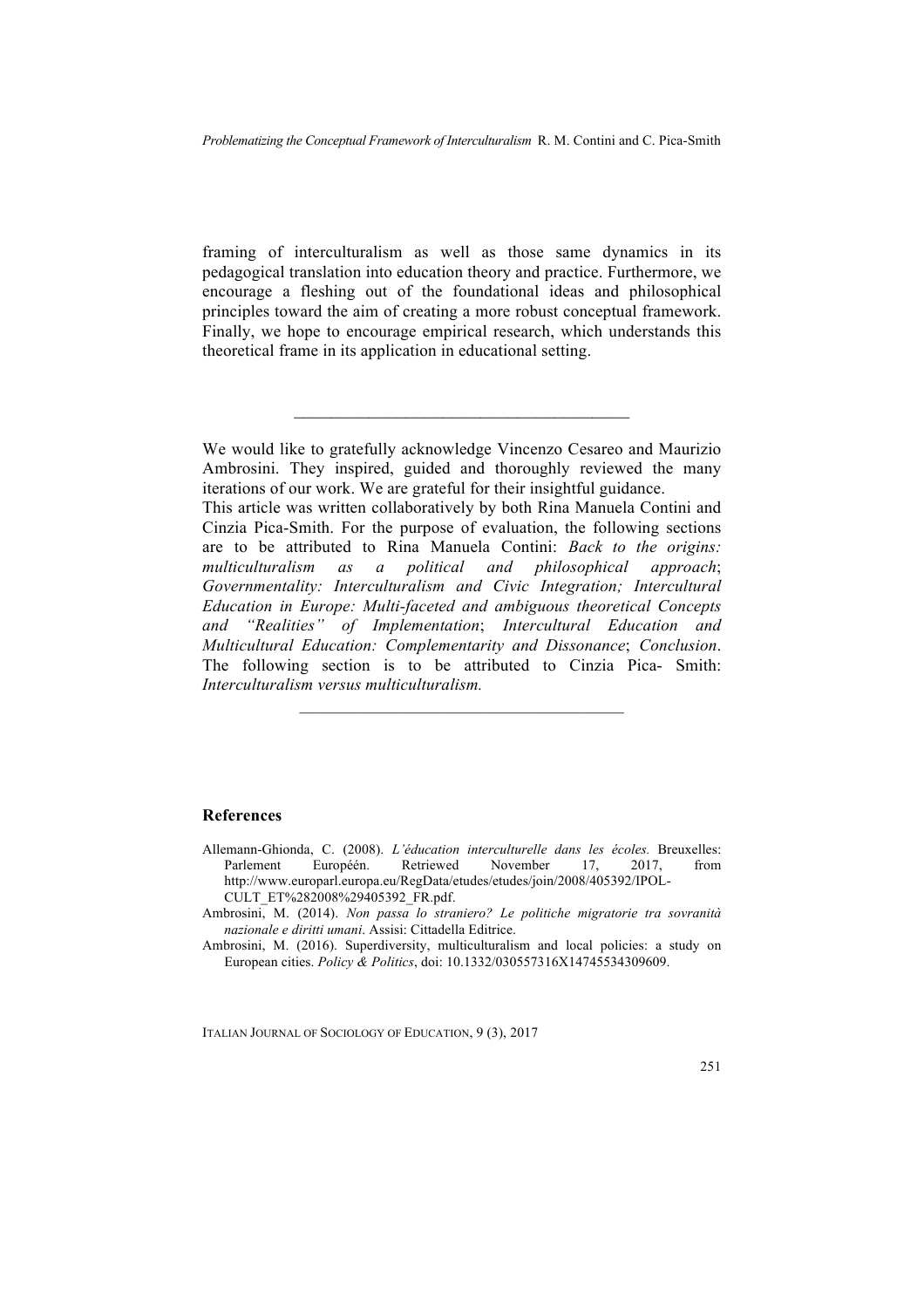framing of interculturalism as well as those same dynamics in its pedagogical translation into education theory and practice. Furthermore, we encourage a fleshing out of the foundational ideas and philosophical principles toward the aim of creating a more robust conceptual framework. Finally, we hope to encourage empirical research, which understands this theoretical frame in its application in educational setting.

---

We would like to gratefully acknowledge Vincenzo Cesareo and Maurizio Ambrosini. They inspired, guided and thoroughly reviewed the many iterations of our work. We are grateful for their insightful guidance.
This article was written collaboratively by both Rina Manuela Contini and Cinzia Pica-Smith. For the purpose of evaluation, the following sections are to be attributed to Rina Manuela Contini: *Back to the origins: multiculturalism as a political and philosophical approach*; *Governmentality: Interculturalism and Civic Integration; Intercultural Education in Europe: Multi-faceted and ambiguous theoretical Concepts and "Realities" of Implementation*; *Intercultural Education and Multicultural Education: Complementarity and Dissonance*; *Conclusion*. The following section is to be attributed to Cinzia Pica- Smith: *Interculturalism versus multiculturalism.*

---

## References

Allemann-Ghionda, C. (2008). *L'éducation interculturelle dans les écoles.* Breuxelles: Parlement Européén. Retriewed November 17, 2017, from http://www.europarl.europa.eu/RegData/etudes/etudes/join/2008/405392/IPOL-CULT_ET%282008%29405392_FR.pdf.

Ambrosini, M. (2014). *Non passa lo straniero? Le politiche migratorie tra sovranità nazionale e diritti umani*. Assisi: Cittadella Editrice.

Ambrosini, M. (2016). Superdiversity, multiculturalism and local policies: a study on European cities. *Policy & Politics*, doi: 10.1332/030557316X14745534309609.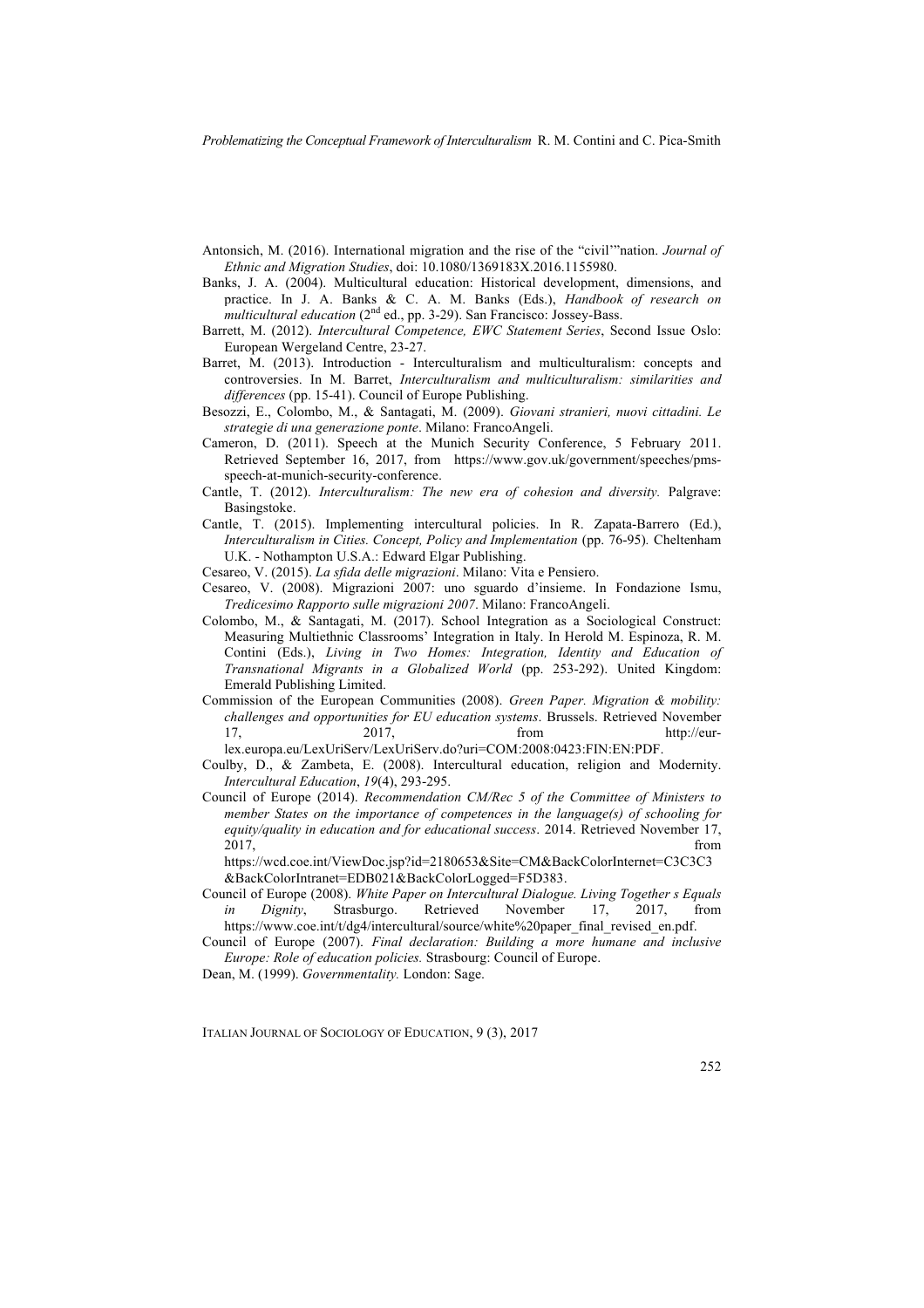Antonsich, M. (2016). International migration and the rise of the "civil'"nation. *Journal of Ethnic and Migration Studies*, doi: 10.1080/1369183X.2016.1155980.

Banks, J. A. (2004). Multicultural education: Historical development, dimensions, and practice. In J. A. Banks & C. A. M. Banks (Eds.), *Handbook of research on multicultural education* (2nd ed., pp. 3-29). San Francisco: Jossey-Bass.

Barrett, M. (2012). *Intercultural Competence, EWC Statement Series*, Second Issue Oslo: European Wergeland Centre, 23-27.

Barret, M. (2013). Introduction - Interculturalism and multiculturalism: concepts and controversies. In M. Barret, *Interculturalism and multiculturalism: similarities and differences* (pp. 15-41). Council of Europe Publishing.

Besozzi, E., Colombo, M., & Santagati, M. (2009). *Giovani stranieri, nuovi cittadini. Le strategie di una generazione ponte*. Milano: FrancoAngeli.

Cameron, D. (2011). Speech at the Munich Security Conference, 5 February 2011. Retrieved September 16, 2017, from https://www.gov.uk/government/speeches/pms-speech-at-munich-security-conference.

Cantle, T. (2012). *Interculturalism: The new era of cohesion and diversity.* Palgrave: Basingstoke.

Cantle, T. (2015). Implementing intercultural policies. In R. Zapata-Barrero (Ed.), *Interculturalism in Cities. Concept, Policy and Implementation* (pp. 76-95). Cheltenham U.K. - Nothampton U.S.A.: Edward Elgar Publishing.

Cesareo, V. (2015). *La sfida delle migrazioni*. Milano: Vita e Pensiero.

Cesareo, V. (2008). Migrazioni 2007: uno sguardo d'insieme. In Fondazione Ismu, *Tredicesimo Rapporto sulle migrazioni 2007*. Milano: FrancoAngeli.

Colombo, M., & Santagati, M. (2017). School Integration as a Sociological Construct: Measuring Multiethnic Classrooms' Integration in Italy. In Herold M. Espinoza, R. M. Contini (Eds.), *Living in Two Homes: Integration, Identity and Education of Transnational Migrants in a Globalized World* (pp. 253-292). United Kingdom: Emerald Publishing Limited.

Commission of the European Communities (2008). *Green Paper. Migration & mobility: challenges and opportunities for EU education systems*. Brussels. Retrieved November 17, 2017, from http://eur-lex.europa.eu/LexUriServ/LexUriServ.do?uri=COM:2008:0423:FIN:EN:PDF.

Coulby, D., & Zambeta, E. (2008). Intercultural education, religion and Modernity. *Intercultural Education*, *19*(4), 293-295.

Council of Europe (2014). *Recommendation CM/Rec 5 of the Committee of Ministers to member States on the importance of competences in the language(s) of schooling for equity/quality in education and for educational success*. 2014. Retrieved November 17, 2017, from https://wcd.coe.int/ViewDoc.jsp?id=2180653&Site=CM&BackColorInternet=C3C3C3&BackColorIntranet=EDB021&BackColorLogged=F5D383.

Council of Europe (2008). *White Paper on Intercultural Dialogue. Living Together s Equals in Dignity*, Strasburgo. Retrieved November 17, 2017, from https://www.coe.int/t/dg4/intercultural/source/white%20paper_final_revised_en.pdf.

Council of Europe (2007). *Final declaration: Building a more humane and inclusive Europe: Role of education policies.* Strasbourg: Council of Europe.

Dean, M. (1999). *Governmentality.* London: Sage.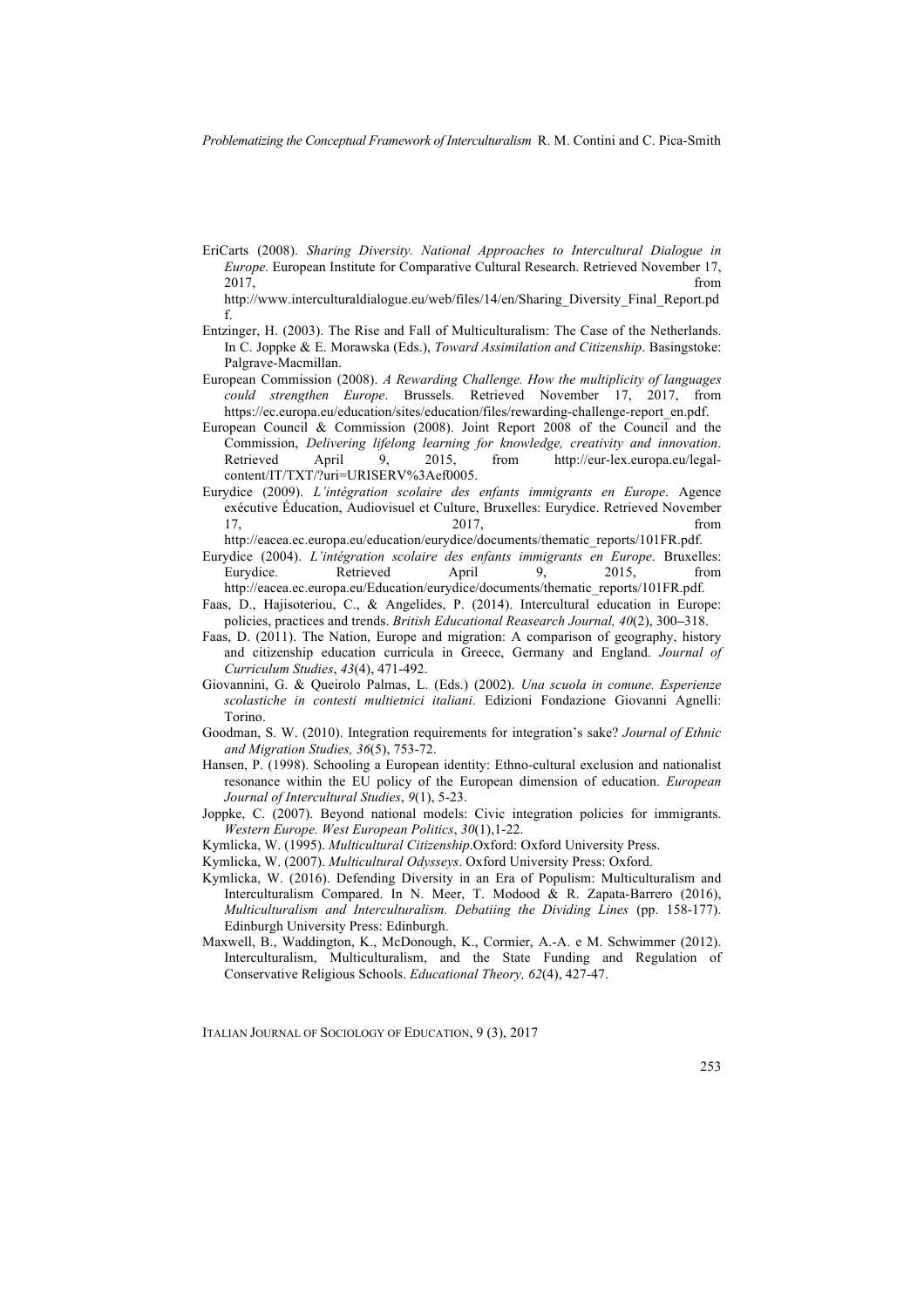EriCarts (2008). *Sharing Diversity. National Approaches to Intercultural Dialogue in Europe.* European Institute for Comparative Cultural Research. Retrieved November 17, 2017, from http://www.interculturaldialogue.eu/web/files/14/en/Sharing_Diversity_Final_Report.pdf.

Entzinger, H. (2003). The Rise and Fall of Multiculturalism: The Case of the Netherlands. In C. Joppke & E. Morawska (Eds.), *Toward Assimilation and Citizenship*. Basingstoke: Palgrave-Macmillan.

European Commission (2008). *A Rewarding Challenge. How the multiplicity of languages could strengthen Europe*. Brussels. Retrieved November 17, 2017, from https://ec.europa.eu/education/sites/education/files/rewarding-challenge-report_en.pdf.

European Council & Commission (2008). Joint Report 2008 of the Council and the Commission, *Delivering lifelong learning for knowledge, creativity and innovation*. Retrieved April 9, 2015, from http://eur-lex.europa.eu/legal-content/IT/TXT/?uri=URISERV%3Aef0005.

Eurydice (2009). *L'intégration scolaire des enfants immigrants en Europe*. Agence exécutive Éducation, Audiovisuel et Culture, Bruxelles: Eurydice. Retrieved November 17, 2017, from http://eacea.ec.europa.eu/education/eurydice/documents/thematic_reports/101FR.pdf.

Eurydice (2004). *L'intégration scolaire des enfants immigrants en Europe*. Bruxelles: Eurydice. Retrieved April 9, 2015, from http://eacea.ec.europa.eu/Education/eurydice/documents/thematic_reports/101FR.pdf.

Faas, D., Hajisoteriou, C., & Angelides, P. (2014). Intercultural education in Europe: policies, practices and trends. *British Educational Reasearch Journal, 40*(2), 300–318.

Faas, D. (2011). The Nation, Europe and migration: A comparison of geography, history and citizenship education curricula in Greece, Germany and England. *Journal of Curriculum Studies*, *43*(4), 471-492.

Giovannini, G. & Queirolo Palmas, L. (Eds.) (2002). *Una scuola in comune. Esperienze scolastiche in contesti multietnici italiani*. Edizioni Fondazione Giovanni Agnelli: Torino.

Goodman, S. W. (2010). Integration requirements for integration's sake? *Journal of Ethnic and Migration Studies, 36*(5), 753-72.

Hansen, P. (1998). Schooling a European identity: Ethno-cultural exclusion and nationalist resonance within the EU policy of the European dimension of education. *European Journal of Intercultural Studies*, *9*(1), 5-23.

Joppke, C. (2007). Beyond national models: Civic integration policies for immigrants. *Western Europe. West European Politics*, *30*(1),1-22.

Kymlicka, W. (1995). *Multicultural Citizenship*.Oxford: Oxford University Press.

Kymlicka, W. (2007). *Multicultural Odysseys*. Oxford University Press: Oxford.

Kymlicka, W. (2016). Defending Diversity in an Era of Populism: Multiculturalism and Interculturalism Compared. In N. Meer, T. Modood & R. Zapata-Barrero (2016), *Multiculturalism and Interculturalism. Debatiing the Dividing Lines* (pp. 158-177). Edinburgh University Press: Edinburgh.

Maxwell, B., Waddington, K., McDonough, K., Cormier, A.-A. e M. Schwimmer (2012). Interculturalism, Multiculturalism, and the State Funding and Regulation of Conservative Religious Schools. *Educational Theory, 62*(4), 427-47.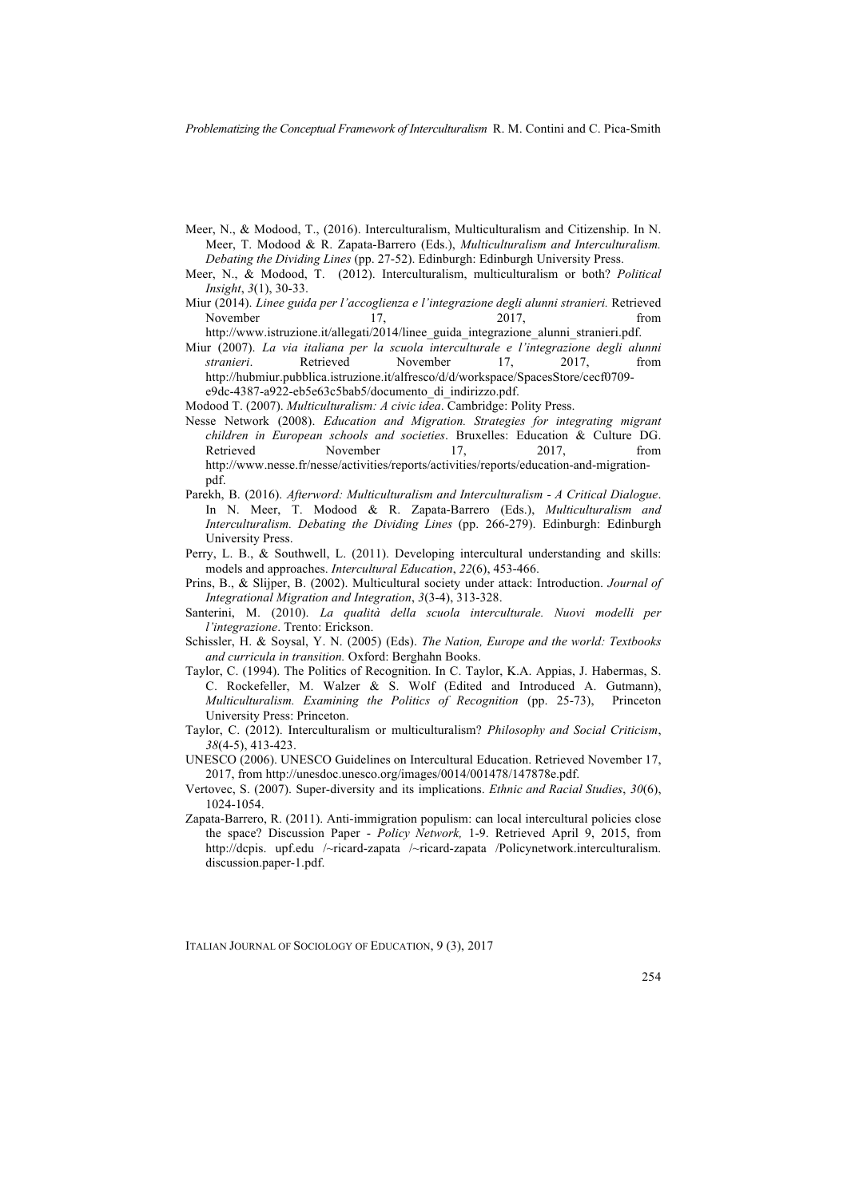Meer, N., & Modood, T., (2016). Interculturalism, Multiculturalism and Citizenship. In N. Meer, T. Modood & R. Zapata-Barrero (Eds.), *Multiculturalism and Interculturalism. Debating the Dividing Lines* (pp. 27-52). Edinburgh: Edinburgh University Press.

Meer, N., & Modood, T. (2012). Interculturalism, multiculturalism or both? *Political Insight*, *3*(1), 30-33.

Miur (2014). *Linee guida per l'accoglienza e l'integrazione degli alunni stranieri.* Retrieved November 17, 2017, from http://www.istruzione.it/allegati/2014/linee_guida_integrazione_alunni_stranieri.pdf.

Miur (2007). *La via italiana per la scuola interculturale e l'integrazione degli alunni stranieri*. Retrieved November 17, 2017, from http://hubmiur.pubblica.istruzione.it/alfresco/d/d/workspace/SpacesStore/cecf0709-e9dc-4387-a922-eb5e63c5bab5/documento_di_indirizzo.pdf.

Modood T. (2007). *Multiculturalism: A civic idea*. Cambridge: Polity Press.

Nesse Network (2008). *Education and Migration. Strategies for integrating migrant children in European schools and societies*. Bruxelles: Education & Culture DG. Retrieved November 17, 2017, from http://www.nesse.fr/nesse/activities/reports/activities/reports/education-and-migration-pdf.

Parekh, B. (2016). *Afterword: Multiculturalism and Interculturalism - A Critical Dialogue*. In N. Meer, T. Modood & R. Zapata-Barrero (Eds.), *Multiculturalism and Interculturalism. Debating the Dividing Lines* (pp. 266-279). Edinburgh: Edinburgh University Press.

Perry, L. B., & Southwell, L. (2011). Developing intercultural understanding and skills: models and approaches. *Intercultural Education*, *22*(6), 453-466.

Prins, B., & Slijper, B. (2002). Multicultural society under attack: Introduction. *Journal of Integrational Migration and Integration*, *3*(3-4), 313-328.

Santerini, M. (2010). *La qualità della scuola interculturale. Nuovi modelli per l'integrazione*. Trento: Erickson.

Schissler, H. & Soysal, Y. N. (2005) (Eds). *The Nation, Europe and the world: Textbooks and curricula in transition.* Oxford: Berghahn Books.

Taylor, C. (1994). The Politics of Recognition. In C. Taylor, K.A. Appias, J. Habermas, S. C. Rockefeller, M. Walzer & S. Wolf (Edited and Introduced A. Gutmann), *Multiculturalism. Examining the Politics of Recognition* (pp. 25-73), Princeton University Press: Princeton.

Taylor, C. (2012). Interculturalism or multiculturalism? *Philosophy and Social Criticism*, *38*(4-5), 413-423.

UNESCO (2006). UNESCO Guidelines on Intercultural Education. Retrieved November 17, 2017, from http://unesdoc.unesco.org/images/0014/001478/147878e.pdf.

Vertovec, S. (2007). Super-diversity and its implications. *Ethnic and Racial Studies*, *30*(6), 1024-1054.

Zapata-Barrero, R. (2011). Anti-immigration populism: can local intercultural policies close the space? Discussion Paper - *Policy Network,* 1-9. Retrieved April 9, 2015, from http://dcpis. upf.edu /~ricard-zapata /~ricard-zapata /Policynetwork.interculturalism. discussion.paper-1.pdf.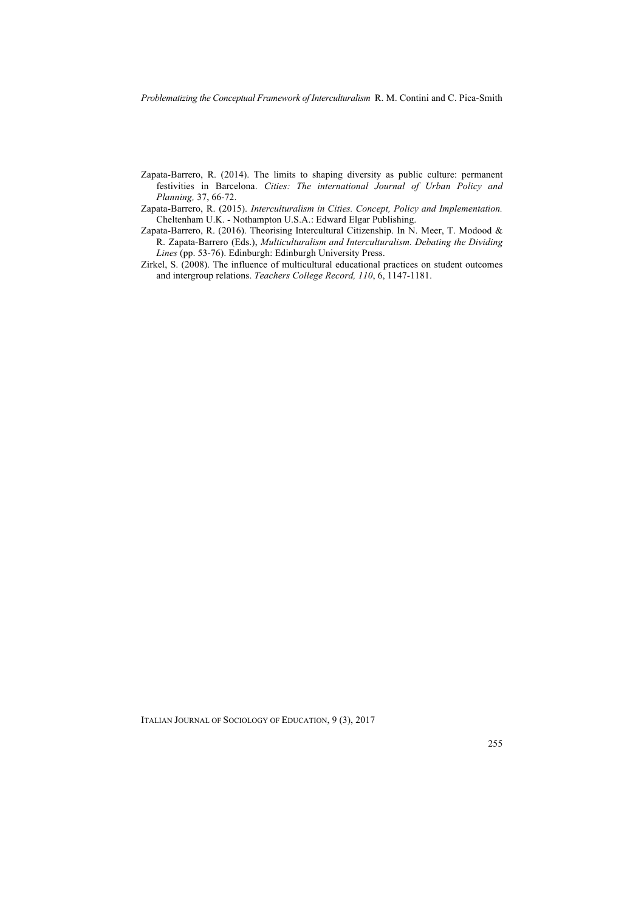Zapata-Barrero, R. (2014). The limits to shaping diversity as public culture: permanent festivities in Barcelona. *Cities: The international Journal of Urban Policy and Planning,* 37, 66-72.

Zapata-Barrero, R. (2015). *Interculturalism in Cities. Concept, Policy and Implementation.* Cheltenham U.K. - Nothampton U.S.A.: Edward Elgar Publishing.

Zapata-Barrero, R. (2016). Theorising Intercultural Citizenship. In N. Meer, T. Modood & R. Zapata-Barrero (Eds.), *Multiculturalism and Interculturalism. Debating the Dividing Lines* (pp. 53-76). Edinburgh: Edinburgh University Press.

Zirkel, S. (2008). The influence of multicultural educational practices on student outcomes and intergroup relations. *Teachers College Record, 110*, 6, 1147-1181.